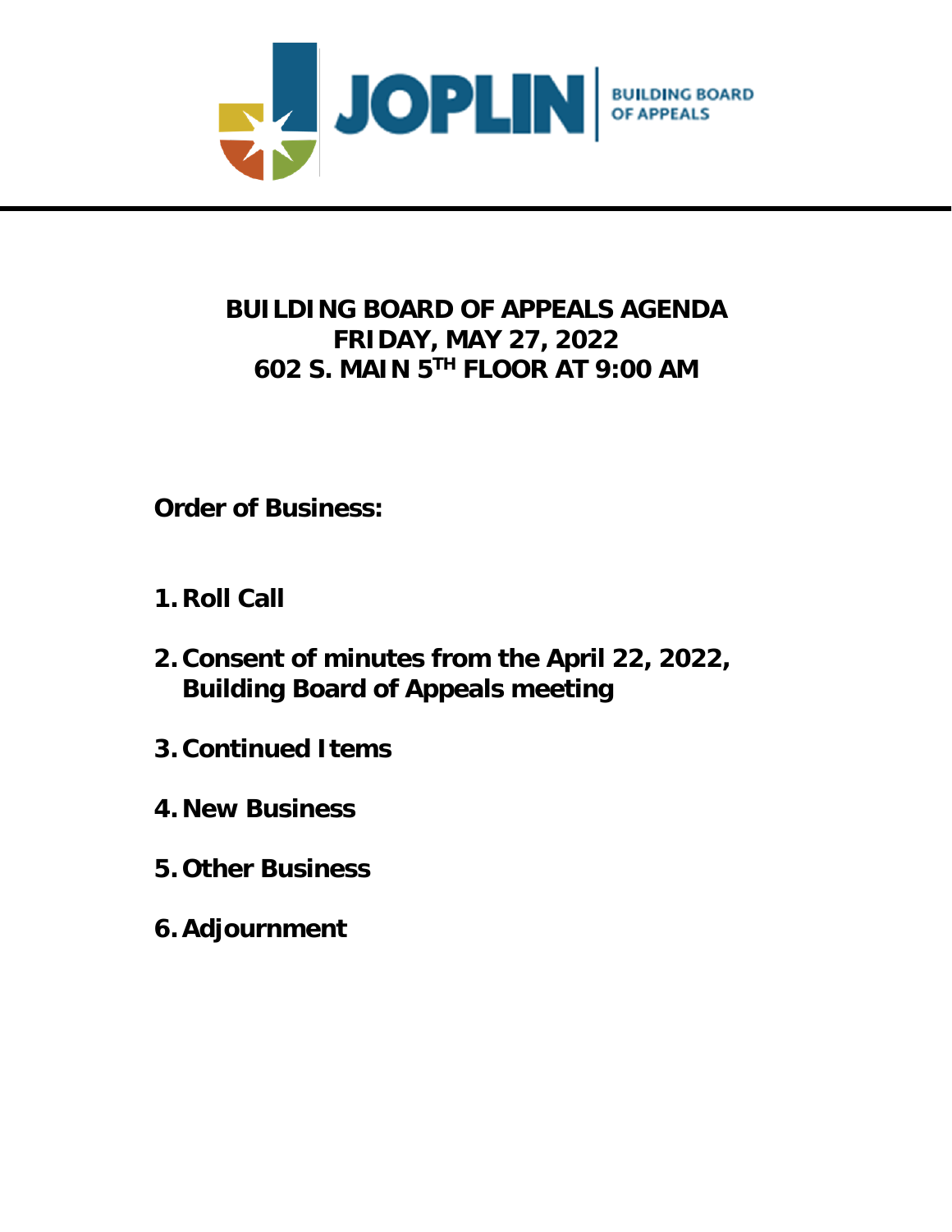JOPLIN | BUILDING BOARD OF APPEALS

# BUILDING BOARD OF APPEALS AGENDA
## FRIDAY, MAY 27, 2022
## 602 S. MAIN 5TH FLOOR AT 9:00 AM

**Order of Business:**

1. **Roll Call**
2. **Consent of minutes from the April 22, 2022, Building Board of Appeals meeting**
3. **Continued Items**
4. **New Business**
5. **Other Business**
6. **Adjournment**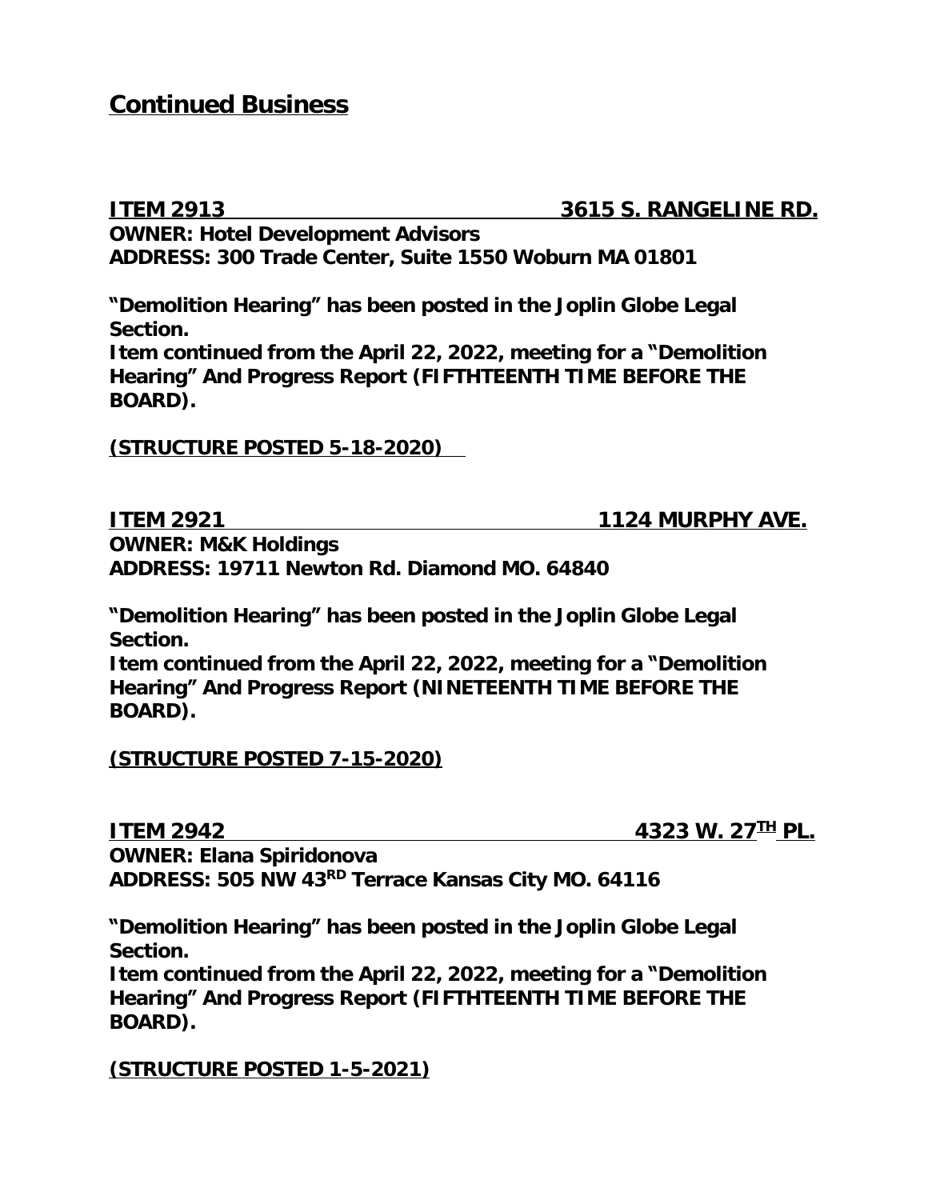## Continued Business

**ITEM 2913 3615 S. RANGELINE RD.**
**OWNER: Hotel Development Advisors**
**ADDRESS: 300 Trade Center, Suite 1550 Woburn MA 01801**

**"Demolition Hearing" has been posted in the Joplin Globe Legal Section.**
**Item continued from the April 22, 2022, meeting for a "Demolition Hearing" And Progress Report (FIFTHTEENTH TIME BEFORE THE BOARD).**

**(STRUCTURE POSTED 5-18-2020)**

**ITEM 2921 1124 MURPHY AVE.**
**OWNER: M&K Holdings**
**ADDRESS: 19711 Newton Rd. Diamond MO. 64840**

**"Demolition Hearing" has been posted in the Joplin Globe Legal Section.**
**Item continued from the April 22, 2022, meeting for a "Demolition Hearing" And Progress Report (NINETEENTH TIME BEFORE THE BOARD).**

**(STRUCTURE POSTED 7-15-2020)**

**ITEM 2942 4323 W. 27TH PL.**
**OWNER: Elana Spiridonova**
**ADDRESS: 505 NW 43RD Terrace Kansas City MO. 64116**

**"Demolition Hearing" has been posted in the Joplin Globe Legal Section.**
**Item continued from the April 22, 2022, meeting for a "Demolition Hearing" And Progress Report (FIFTHTEENTH TIME BEFORE THE BOARD).**

**(STRUCTURE POSTED 1-5-2021)**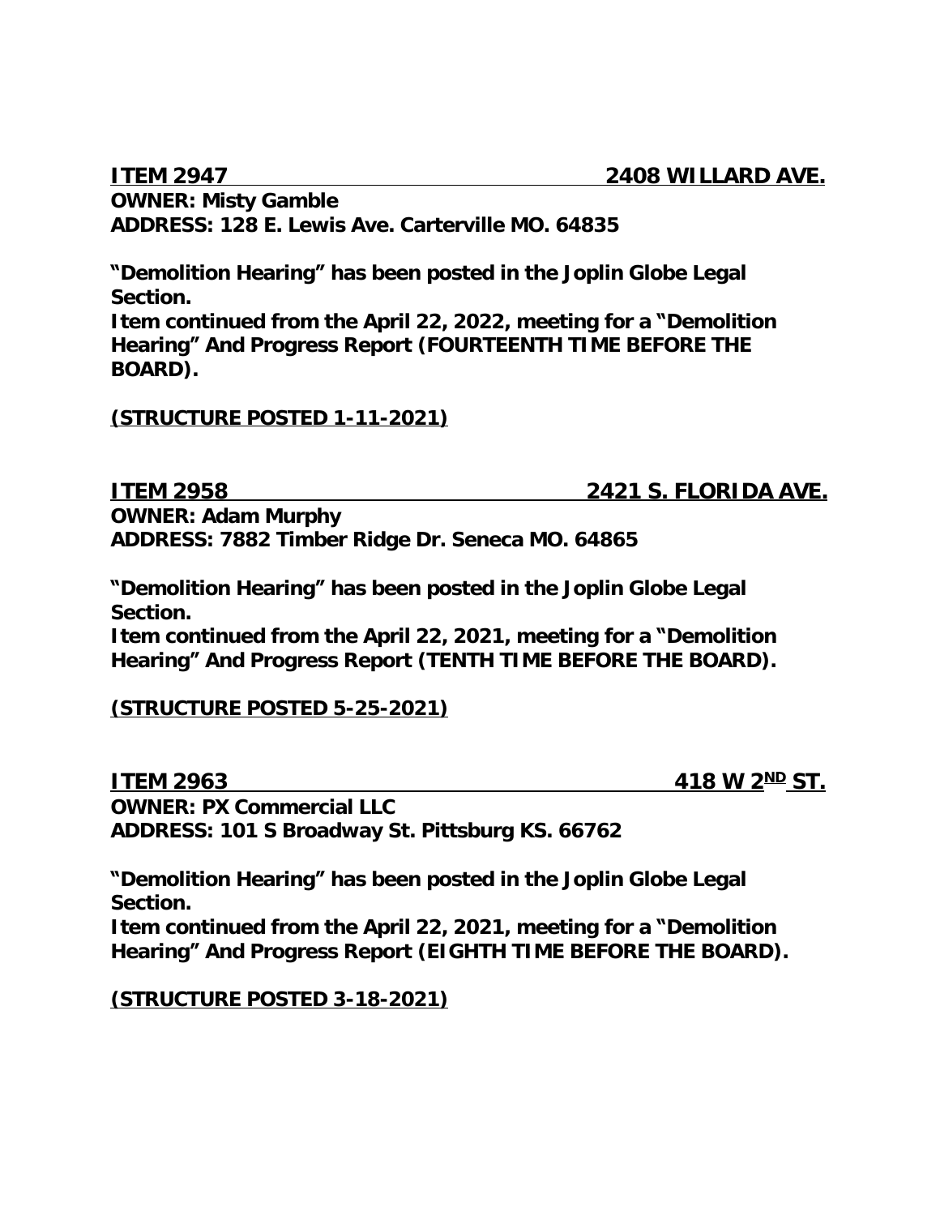**ITEM 2947 2408 WILLARD AVE.**

**OWNER: Misty Gamble**

**ADDRESS: 128 E. Lewis Ave. Carterville MO. 64835**

**"Demolition Hearing" has been posted in the Joplin Globe Legal Section.**

**Item continued from the April 22, 2022, meeting for a "Demolition Hearing" And Progress Report (FOURTEENTH TIME BEFORE THE BOARD).**

**(STRUCTURE POSTED 1-11-2021)**

**ITEM 2958 2421 S. FLORIDA AVE.**

**OWNER: Adam Murphy**

**ADDRESS: 7882 Timber Ridge Dr. Seneca MO. 64865**

**"Demolition Hearing" has been posted in the Joplin Globe Legal Section.**

**Item continued from the April 22, 2021, meeting for a "Demolition Hearing" And Progress Report (TENTH TIME BEFORE THE BOARD).**

**(STRUCTURE POSTED 5-25-2021)**

**ITEM 2963 418 W 2ND ST.**

**OWNER: PX Commercial LLC**

**ADDRESS: 101 S Broadway St. Pittsburg KS. 66762**

**"Demolition Hearing" has been posted in the Joplin Globe Legal Section.**

**Item continued from the April 22, 2021, meeting for a "Demolition Hearing" And Progress Report (EIGHTH TIME BEFORE THE BOARD).**

**(STRUCTURE POSTED 3-18-2021)**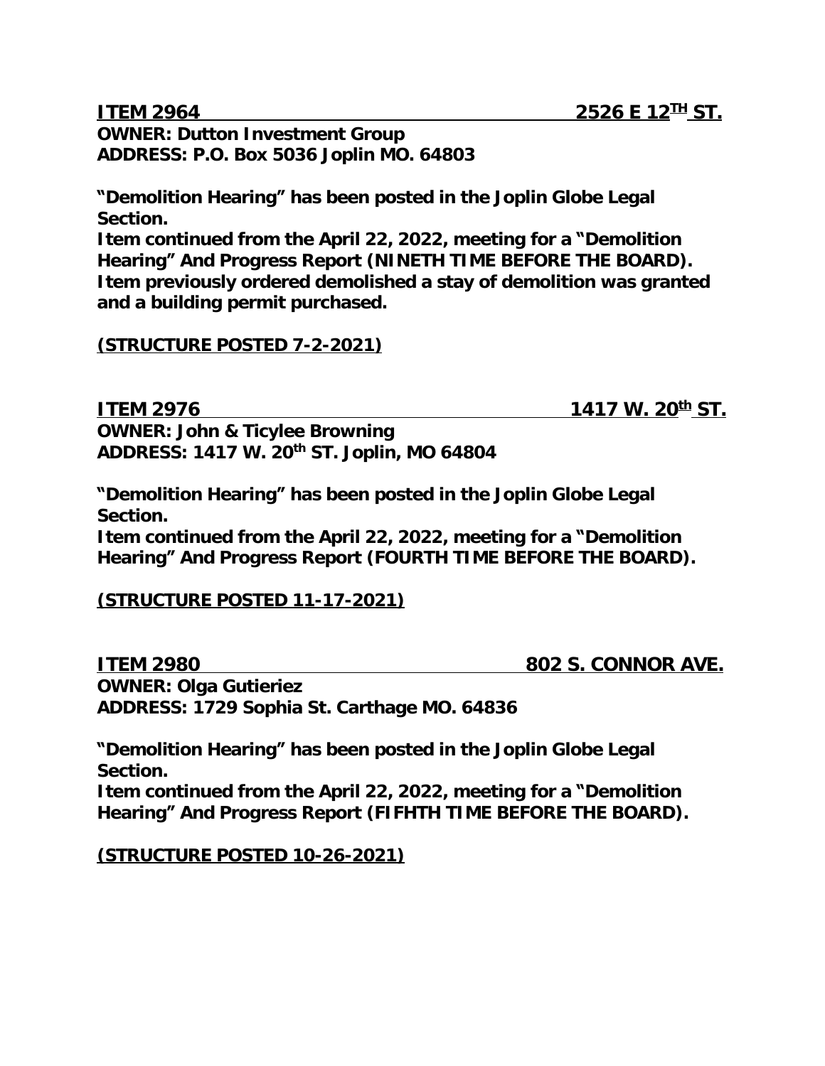**ITEM 2964 2526 E 12TH ST.**

**OWNER: Dutton Investment Group**
**ADDRESS: P.O. Box 5036 Joplin MO. 64803**

**"Demolition Hearing" has been posted in the Joplin Globe Legal Section.**
**Item continued from the April 22, 2022, meeting for a "Demolition Hearing" And Progress Report (NINETH TIME BEFORE THE BOARD). Item previously ordered demolished a stay of demolition was granted and a building permit purchased.**

**(STRUCTURE POSTED 7-2-2021)**

**ITEM 2976 1417 W. 20th ST.**

**OWNER: John & Ticylee Browning**
**ADDRESS: 1417 W. 20th ST. Joplin, MO 64804**

**"Demolition Hearing" has been posted in the Joplin Globe Legal Section.**
**Item continued from the April 22, 2022, meeting for a "Demolition Hearing" And Progress Report (FOURTH TIME BEFORE THE BOARD).**

**(STRUCTURE POSTED 11-17-2021)**

**ITEM 2980 802 S. CONNOR AVE.**

**OWNER: Olga Gutieriez**
**ADDRESS: 1729 Sophia St. Carthage MO. 64836**

**"Demolition Hearing" has been posted in the Joplin Globe Legal Section.**
**Item continued from the April 22, 2022, meeting for a "Demolition Hearing" And Progress Report (FIFHTH TIME BEFORE THE BOARD).**

**(STRUCTURE POSTED 10-26-2021)**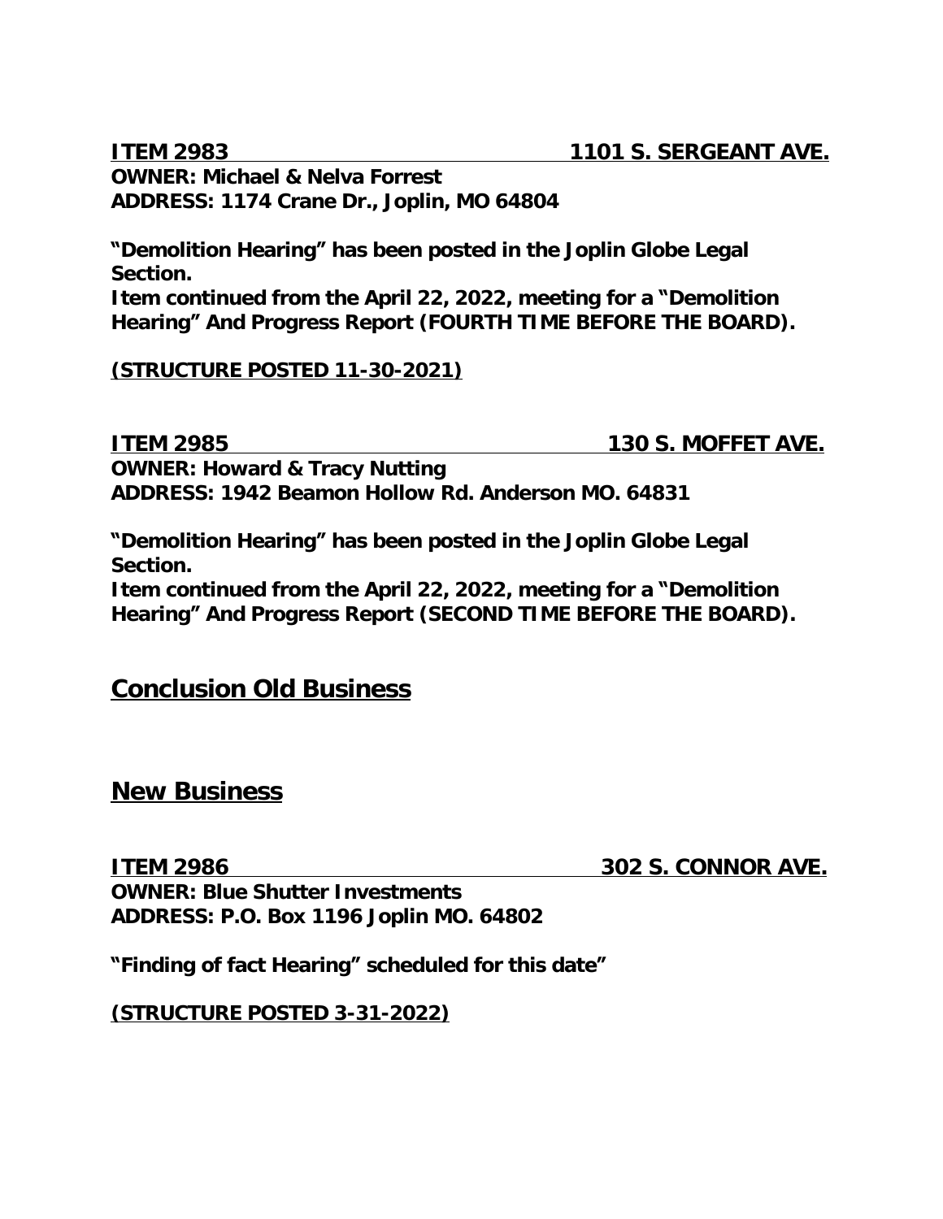**ITEM 2983 1101 S. SERGEANT AVE.**

**OWNER: Michael & Nelva Forrest**
**ADDRESS: 1174 Crane Dr., Joplin, MO 64804**

**"Demolition Hearing" has been posted in the Joplin Globe Legal Section.**
**Item continued from the April 22, 2022, meeting for a "Demolition Hearing" And Progress Report (FOURTH TIME BEFORE THE BOARD).**

**(STRUCTURE POSTED 11-30-2021)**

**ITEM 2985 130 S. MOFFET AVE.**

**OWNER: Howard & Tracy Nutting**
**ADDRESS: 1942 Beamon Hollow Rd. Anderson MO. 64831**

**"Demolition Hearing" has been posted in the Joplin Globe Legal Section.**
**Item continued from the April 22, 2022, meeting for a "Demolition Hearing" And Progress Report (SECOND TIME BEFORE THE BOARD).**

## Conclusion Old Business

## New Business

**ITEM 2986 302 S. CONNOR AVE.**

**OWNER: Blue Shutter Investments**
**ADDRESS: P.O. Box 1196 Joplin MO. 64802**

**"Finding of fact Hearing" scheduled for this date"**

**(STRUCTURE POSTED 3-31-2022)**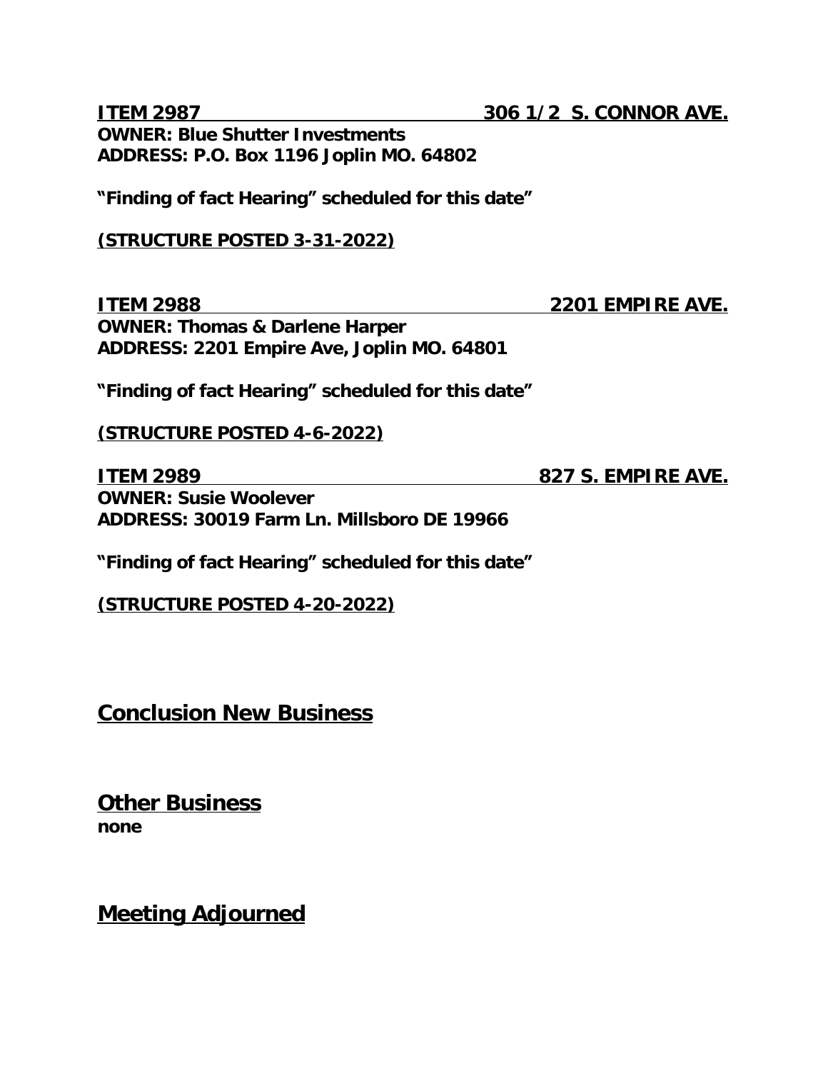**ITEM 2987 306 1/2 S. CONNOR AVE.**
**OWNER: Blue Shutter Investments**
**ADDRESS: P.O. Box 1196 Joplin MO. 64802**

**"Finding of fact Hearing" scheduled for this date"**

**(STRUCTURE POSTED 3-31-2022)**

**ITEM 2988 2201 EMPIRE AVE.**
**OWNER: Thomas & Darlene Harper**
**ADDRESS: 2201 Empire Ave, Joplin MO. 64801**

**"Finding of fact Hearing" scheduled for this date"**

**(STRUCTURE POSTED 4-6-2022)**

**ITEM 2989 827 S. EMPIRE AVE.**
**OWNER: Susie Woolever**
**ADDRESS: 30019 Farm Ln. Millsboro DE 19966**

**"Finding of fact Hearing" scheduled for this date"**

**(STRUCTURE POSTED 4-20-2022)**

## Conclusion New Business

## Other Business

**none**

## Meeting Adjourned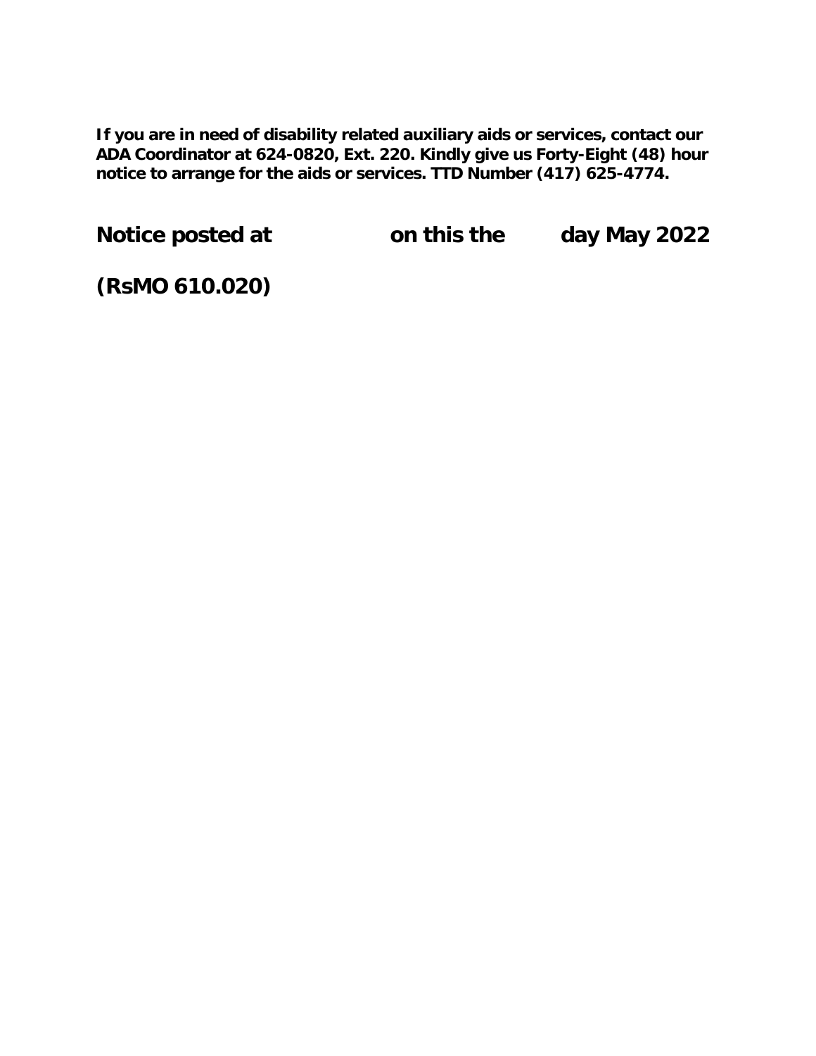**If you are in need of disability related auxiliary aids or services, contact our ADA Coordinator at 624-0820, Ext. 220. Kindly give us Forty-Eight (48) hour notice to arrange for the aids or services. TTD Number (417) 625-4774.**

**Notice posted at on this the day May 2022**

**(RsMO 610.020)**